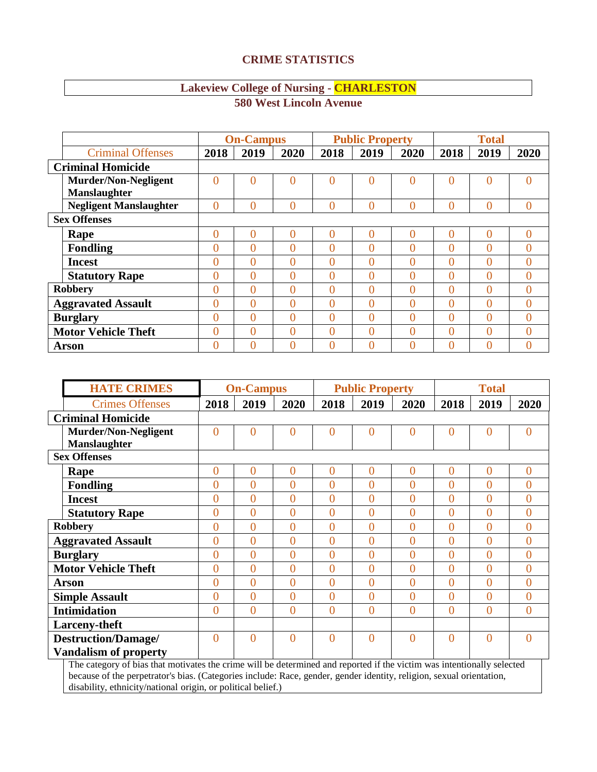## CRIME STATISTICS

### Lakeview College of Nursing - CHARLESTON
### 580 West Lincoln Avenue

| Criminal Offenses | On-Campus | | | Public Property | | | Total | | |
|---|---|---|---|---|---|---|---|---|---|
| | 2018 | 2019 | 2020 | 2018 | 2019 | 2020 | 2018 | 2019 | 2020 |
| **Criminal Homicide** | | | | | | | | | |
| **Murder/Non-Negligent Manslaughter** | 0 | 0 | 0 | 0 | 0 | 0 | 0 | 0 | 0 |
| **Negligent Manslaughter** | 0 | 0 | 0 | 0 | 0 | 0 | 0 | 0 | 0 |
| **Sex Offenses** | | | | | | | | | |
| **Rape** | 0 | 0 | 0 | 0 | 0 | 0 | 0 | 0 | 0 |
| **Fondling** | 0 | 0 | 0 | 0 | 0 | 0 | 0 | 0 | 0 |
| **Incest** | 0 | 0 | 0 | 0 | 0 | 0 | 0 | 0 | 0 |
| **Statutory Rape** | 0 | 0 | 0 | 0 | 0 | 0 | 0 | 0 | 0 |
| **Robbery** | 0 | 0 | 0 | 0 | 0 | 0 | 0 | 0 | 0 |
| **Aggravated Assault** | 0 | 0 | 0 | 0 | 0 | 0 | 0 | 0 | 0 |
| **Burglary** | 0 | 0 | 0 | 0 | 0 | 0 | 0 | 0 | 0 |
| **Motor Vehicle Theft** | 0 | 0 | 0 | 0 | 0 | 0 | 0 | 0 | 0 |
| **Arson** | 0 | 0 | 0 | 0 | 0 | 0 | 0 | 0 | 0 |

| HATE CRIMES | On-Campus | | | Public Property | | | Total | | |
|---|---|---|---|---|---|---|---|---|---|
| Crimes Offenses | 2018 | 2019 | 2020 | 2018 | 2019 | 2020 | 2018 | 2019 | 2020 |
| **Criminal Homicide** | | | | | | | | | |
| **Murder/Non-Negligent Manslaughter** | 0 | 0 | 0 | 0 | 0 | 0 | 0 | 0 | 0 |
| **Sex Offenses** | | | | | | | | | |
| **Rape** | 0 | 0 | 0 | 0 | 0 | 0 | 0 | 0 | 0 |
| **Fondling** | 0 | 0 | 0 | 0 | 0 | 0 | 0 | 0 | 0 |
| **Incest** | 0 | 0 | 0 | 0 | 0 | 0 | 0 | 0 | 0 |
| **Statutory Rape** | 0 | 0 | 0 | 0 | 0 | 0 | 0 | 0 | 0 |
| **Robbery** | 0 | 0 | 0 | 0 | 0 | 0 | 0 | 0 | 0 |
| **Aggravated Assault** | 0 | 0 | 0 | 0 | 0 | 0 | 0 | 0 | 0 |
| **Burglary** | 0 | 0 | 0 | 0 | 0 | 0 | 0 | 0 | 0 |
| **Motor Vehicle Theft** | 0 | 0 | 0 | 0 | 0 | 0 | 0 | 0 | 0 |
| **Arson** | 0 | 0 | 0 | 0 | 0 | 0 | 0 | 0 | 0 |
| **Simple Assault** | 0 | 0 | 0 | 0 | 0 | 0 | 0 | 0 | 0 |
| **Intimidation** | 0 | 0 | 0 | 0 | 0 | 0 | 0 | 0 | 0 |
| **Larceny-theft** | | | | | | | | | |
| **Destruction/Damage/ Vandalism of property** | 0 | 0 | 0 | 0 | 0 | 0 | 0 | 0 | 0 |

The category of bias that motivates the crime will be determined and reported if the victim was intentionally selected because of the perpetrator's bias. (Categories include: Race, gender, gender identity, religion, sexual orientation, disability, ethnicity/national origin, or political belief.)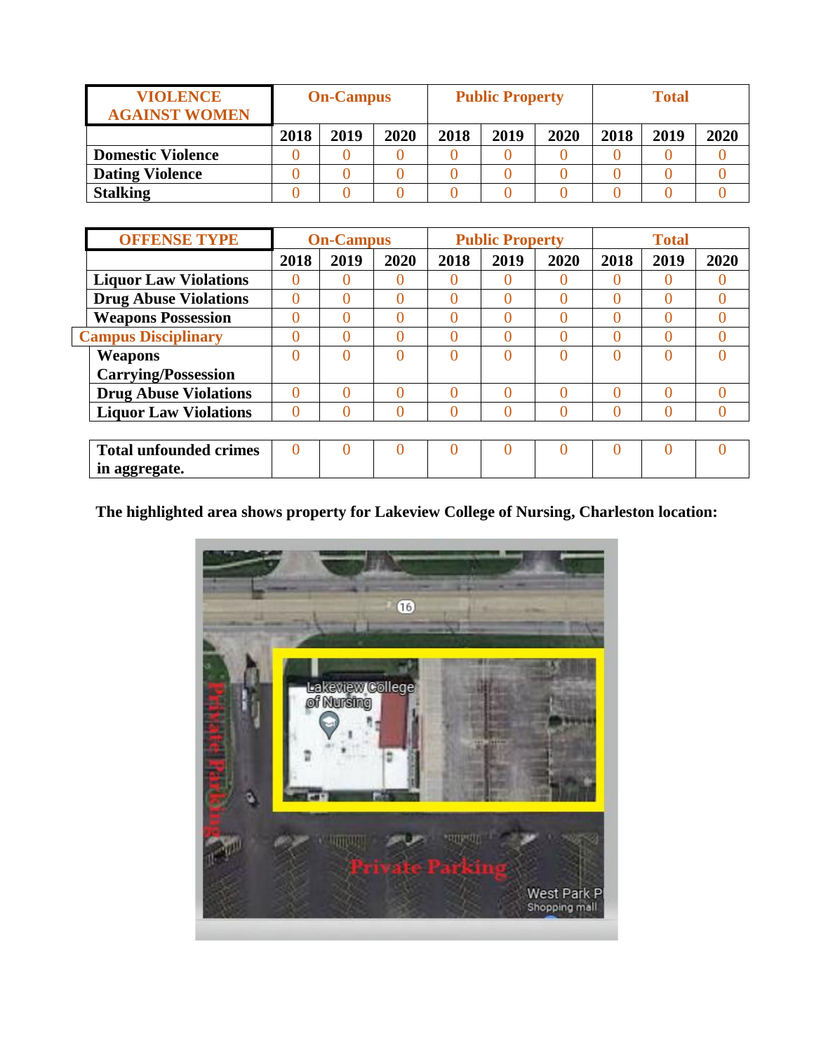| VIOLENCE AGAINST WOMEN | On-Campus | | | Public Property | | | Total | | |
|---|---|---|---|---|---|---|---|---|---|
| | 2018 | 2019 | 2020 | 2018 | 2019 | 2020 | 2018 | 2019 | 2020 |
| Domestic Violence | 0 | 0 | 0 | 0 | 0 | 0 | 0 | 0 | 0 |
| Dating Violence | 0 | 0 | 0 | 0 | 0 | 0 | 0 | 0 | 0 |
| Stalking | 0 | 0 | 0 | 0 | 0 | 0 | 0 | 0 | 0 |

| OFFENSE TYPE | On-Campus | | | Public Property | | | Total | | |
|---|---|---|---|---|---|---|---|---|---|
| | 2018 | 2019 | 2020 | 2018 | 2019 | 2020 | 2018 | 2019 | 2020 |
| Liquor Law Violations | 0 | 0 | 0 | 0 | 0 | 0 | 0 | 0 | 0 |
| Drug Abuse Violations | 0 | 0 | 0 | 0 | 0 | 0 | 0 | 0 | 0 |
| Weapons Possession | 0 | 0 | 0 | 0 | 0 | 0 | 0 | 0 | 0 |
| Campus Disciplinary | 0 | 0 | 0 | 0 | 0 | 0 | 0 | 0 | 0 |
| Weapons Carrying/Possession | 0 | 0 | 0 | 0 | 0 | 0 | 0 | 0 | 0 |
| Drug Abuse Violations | 0 | 0 | 0 | 0 | 0 | 0 | 0 | 0 | 0 |
| Liquor Law Violations | 0 | 0 | 0 | 0 | 0 | 0 | 0 | 0 | 0 |

| | | | | | | | | | |
|---|---|---|---|---|---|---|---|---|---|
| Total unfounded crimes in aggregate. | 0 | 0 | 0 | 0 | 0 | 0 | 0 | 0 | 0 |

**The highlighted area shows property for Lakeview College of Nursing, Charleston location:**